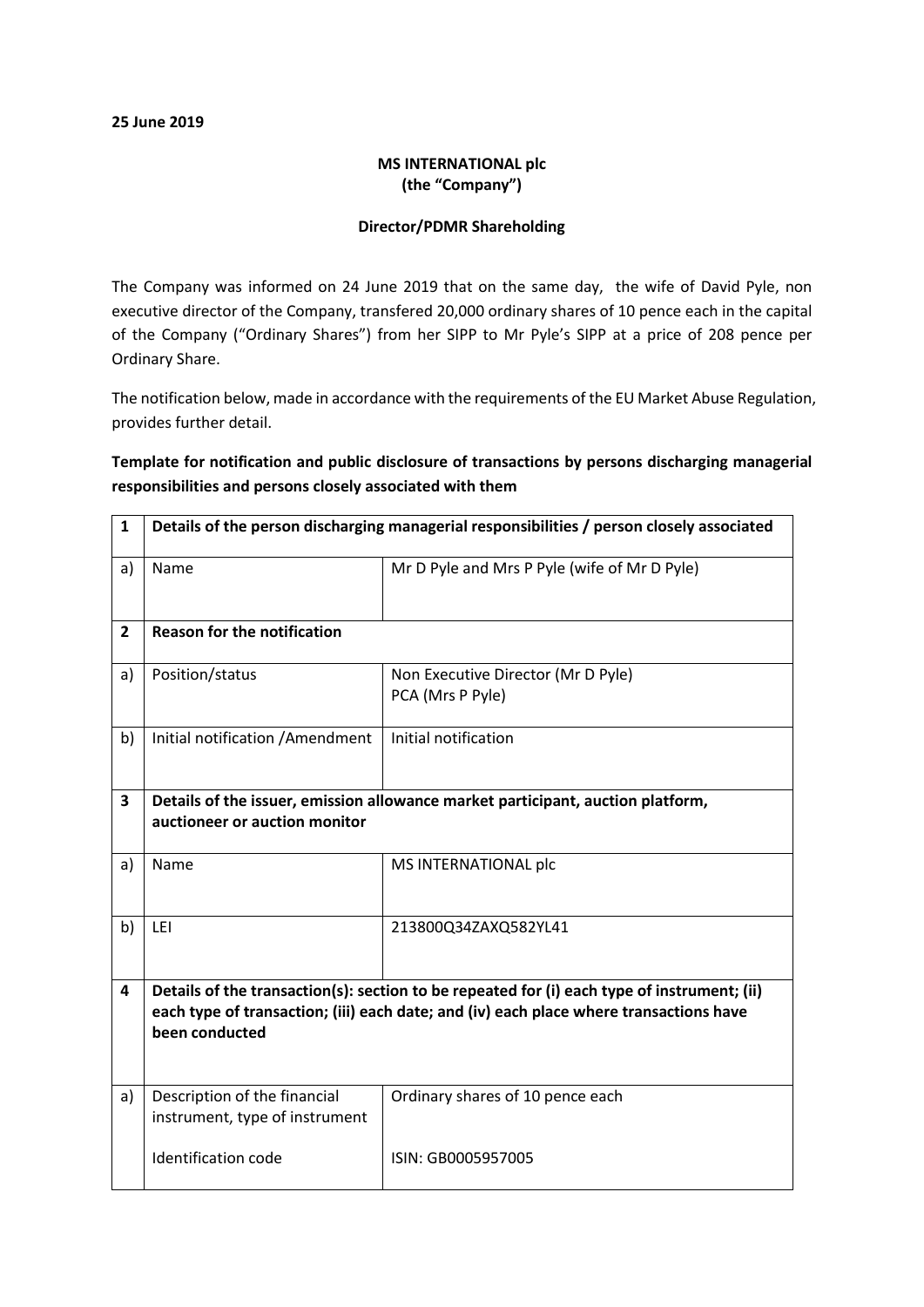**25 June 2019**

**MS INTERNATIONAL plc**
**(the "Company")**

**Director/PDMR Shareholding**

The Company was informed on 24 June 2019 that on the same day, the wife of David Pyle, non executive director of the Company, transfered 20,000 ordinary shares of 10 pence each in the capital of the Company ("Ordinary Shares") from her SIPP to Mr Pyle's SIPP at a price of 208 pence per Ordinary Share.

The notification below, made in accordance with the requirements of the EU Market Abuse Regulation, provides further detail.

**Template for notification and public disclosure of transactions by persons discharging managerial responsibilities and persons closely associated with them**

| **1** | **Details of the person discharging managerial responsibilities / person closely associated** | |
|---|---|---|
| a) | Name | Mr D Pyle and Mrs P Pyle (wife of Mr D Pyle) |
| **2** | **Reason for the notification** | |
| a) | Position/status | Non Executive Director (Mr D Pyle)<br>PCA (Mrs P Pyle) |
| b) | Initial notification /Amendment | Initial notification |
| **3** | **Details of the issuer, emission allowance market participant, auction platform, auctioneer or auction monitor** | |
| a) | Name | MS INTERNATIONAL plc |
| b) | LEI | 213800Q34ZAXQ582YL41 |
| **4** | **Details of the transaction(s): section to be repeated for (i) each type of instrument; (ii) each type of transaction; (iii) each date; and (iv) each place where transactions have been conducted** | |
| a) | Description of the financial instrument, type of instrument<br><br>Identification code | Ordinary shares of 10 pence each<br><br>ISIN: GB0005957005 |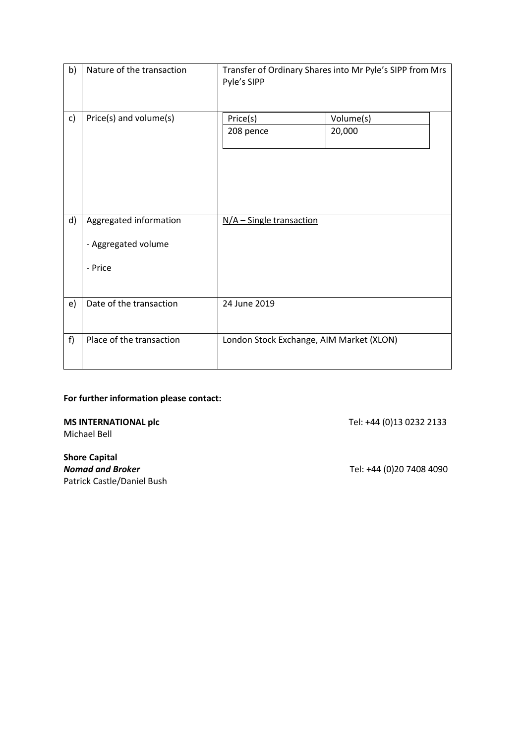| | | |
|---|---|---|
| b) | Nature of the transaction | Transfer of Ordinary Shares into Mr Pyle's SIPP from Mrs Pyle's SIPP |
| c) | Price(s) and volume(s) | Price(s): 208 pence; Volume(s): 20,000 |
| d) | Aggregated information<br><br>- Aggregated volume<br><br>- Price | N/A – Single transaction |
| e) | Date of the transaction | 24 June 2019 |
| f) | Place of the transaction | London Stock Exchange, AIM Market (XLON) |

**For further information please contact:**

**MS INTERNATIONAL plc** Tel: +44 (0)13 0232 2133
Michael Bell

**Shore Capital**
***Nomad and Broker*** Tel: +44 (0)20 7408 4090
Patrick Castle/Daniel Bush